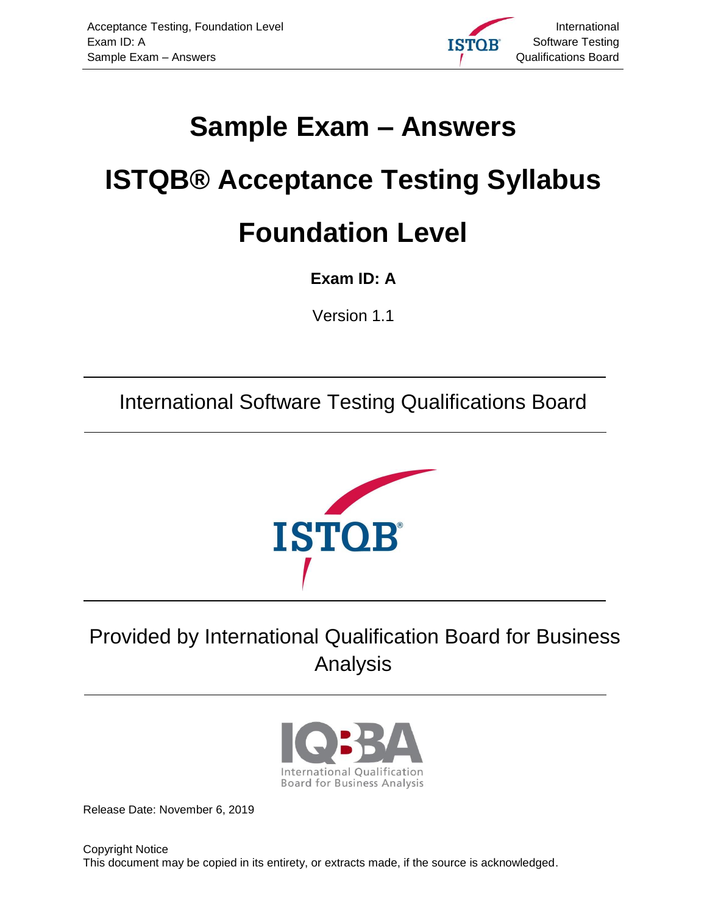# Sample Exam – Answers

# ISTQB® Acceptance Testing Syllabus

# Foundation Level

**Exam ID: A**

Version 1.1

International Software Testing Qualifications Board

Provided by International Qualification Board for Business Analysis

Release Date: November 6, 2019

Copyright Notice
This document may be copied in its entirety, or extracts made, if the source is acknowledged.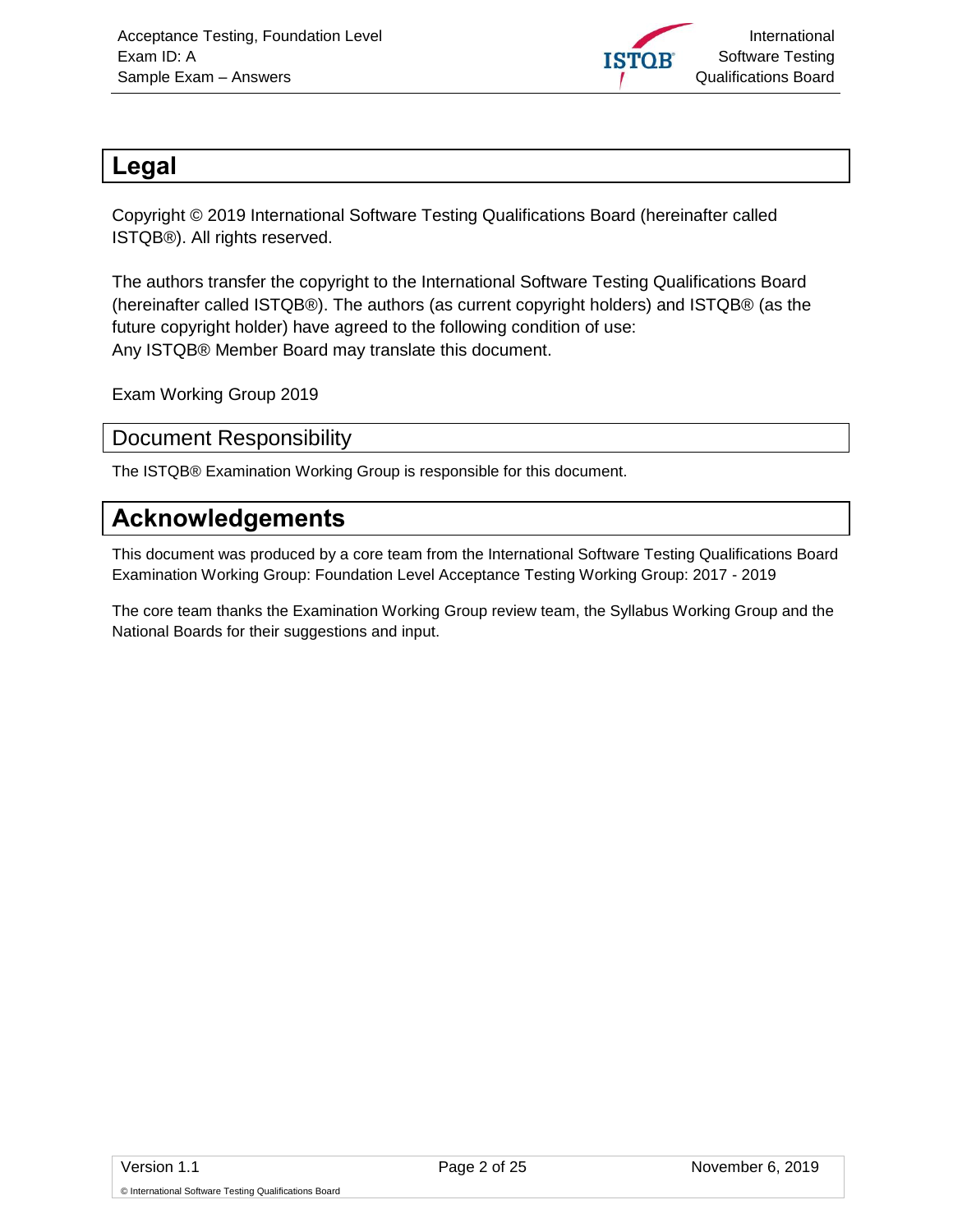# Legal

Copyright © 2019 International Software Testing Qualifications Board (hereinafter called ISTQB®). All rights reserved.

The authors transfer the copyright to the International Software Testing Qualifications Board (hereinafter called ISTQB®). The authors (as current copyright holders) and ISTQB® (as the future copyright holder) have agreed to the following condition of use:
Any ISTQB® Member Board may translate this document.

Exam Working Group 2019

## Document Responsibility

The ISTQB® Examination Working Group is responsible for this document.

# Acknowledgements

This document was produced by a core team from the International Software Testing Qualifications Board Examination Working Group: Foundation Level Acceptance Testing Working Group: 2017 - 2019

The core team thanks the Examination Working Group review team, the Syllabus Working Group and the National Boards for their suggestions and input.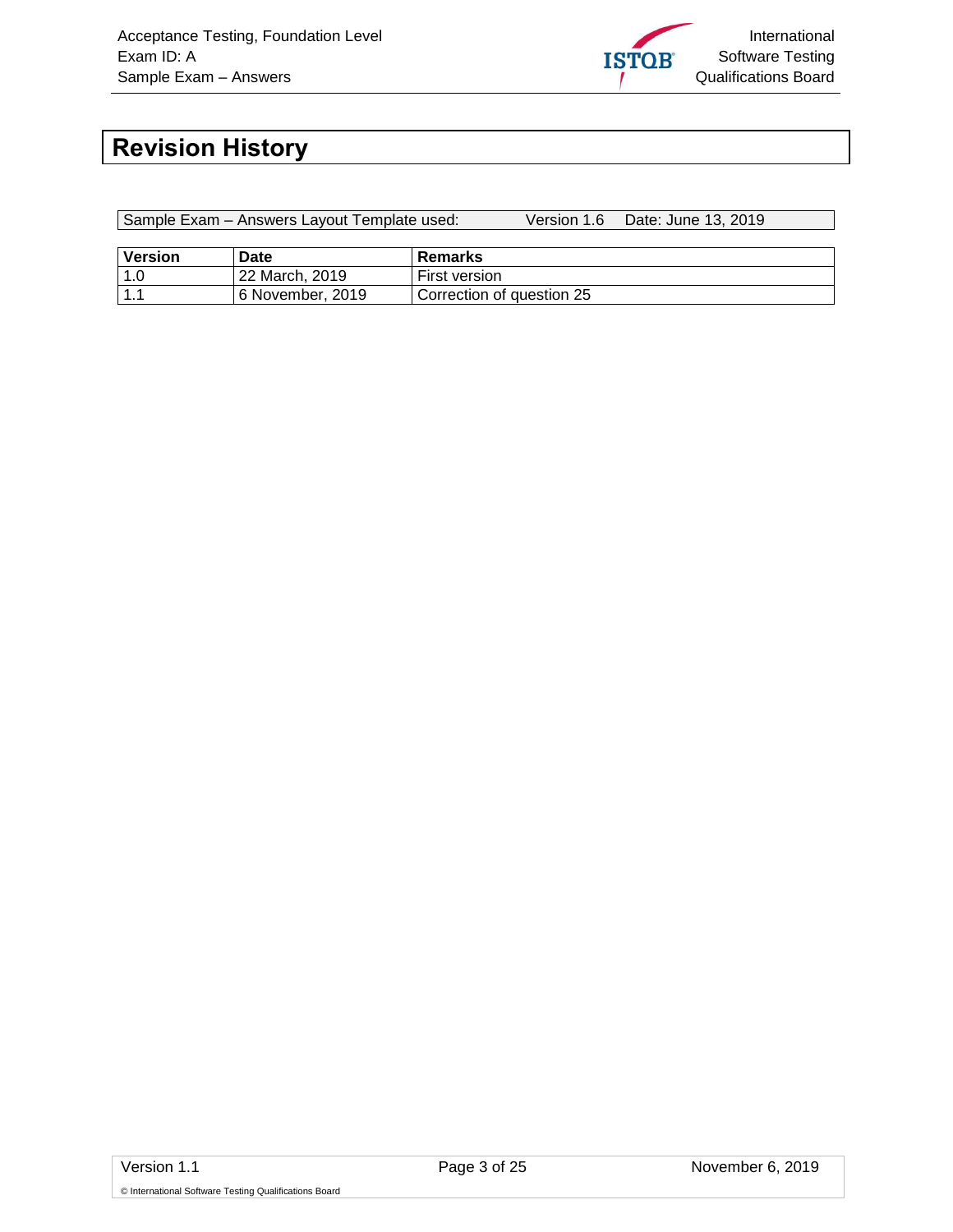# Revision History

| Sample Exam – Answers Layout Template used: | Version 1.6 | Date: June 13, 2019 |
|---|---|---|

| Version | Date | Remarks |
|---|---|---|
| 1.0 | 22 March, 2019 | First version |
| 1.1 | 6 November, 2019 | Correction of question 25 |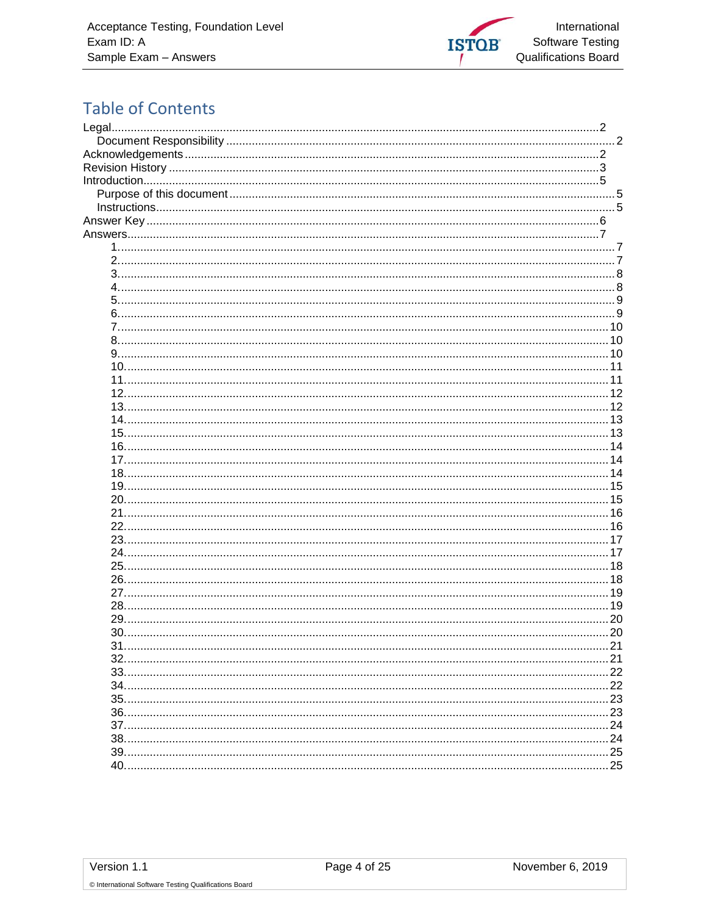# Table of Contents

Legal ..... 2
  Document Responsibility ..... 2
Acknowledgements ..... 2
Revision History ..... 3
Introduction ..... 5
  Purpose of this document ..... 5
  Instructions ..... 5
Answer Key ..... 6
Answers ..... 7
    1. ..... 7
    2. ..... 7
    3. ..... 8
    4. ..... 8
    5. ..... 9
    6. ..... 9
    7. ..... 10
    8. ..... 10
    9. ..... 10
    10. ..... 11
    11. ..... 11
    12. ..... 12
    13. ..... 12
    14. ..... 13
    15. ..... 13
    16. ..... 14
    17. ..... 14
    18. ..... 14
    19. ..... 15
    20. ..... 15
    21. ..... 16
    22. ..... 16
    23. ..... 17
    24. ..... 17
    25. ..... 18
    26. ..... 18
    27. ..... 19
    28. ..... 19
    29. ..... 20
    30. ..... 20
    31. ..... 21
    32. ..... 21
    33. ..... 22
    34. ..... 22
    35. ..... 23
    36. ..... 23
    37. ..... 24
    38. ..... 24
    39. ..... 25
    40. ..... 25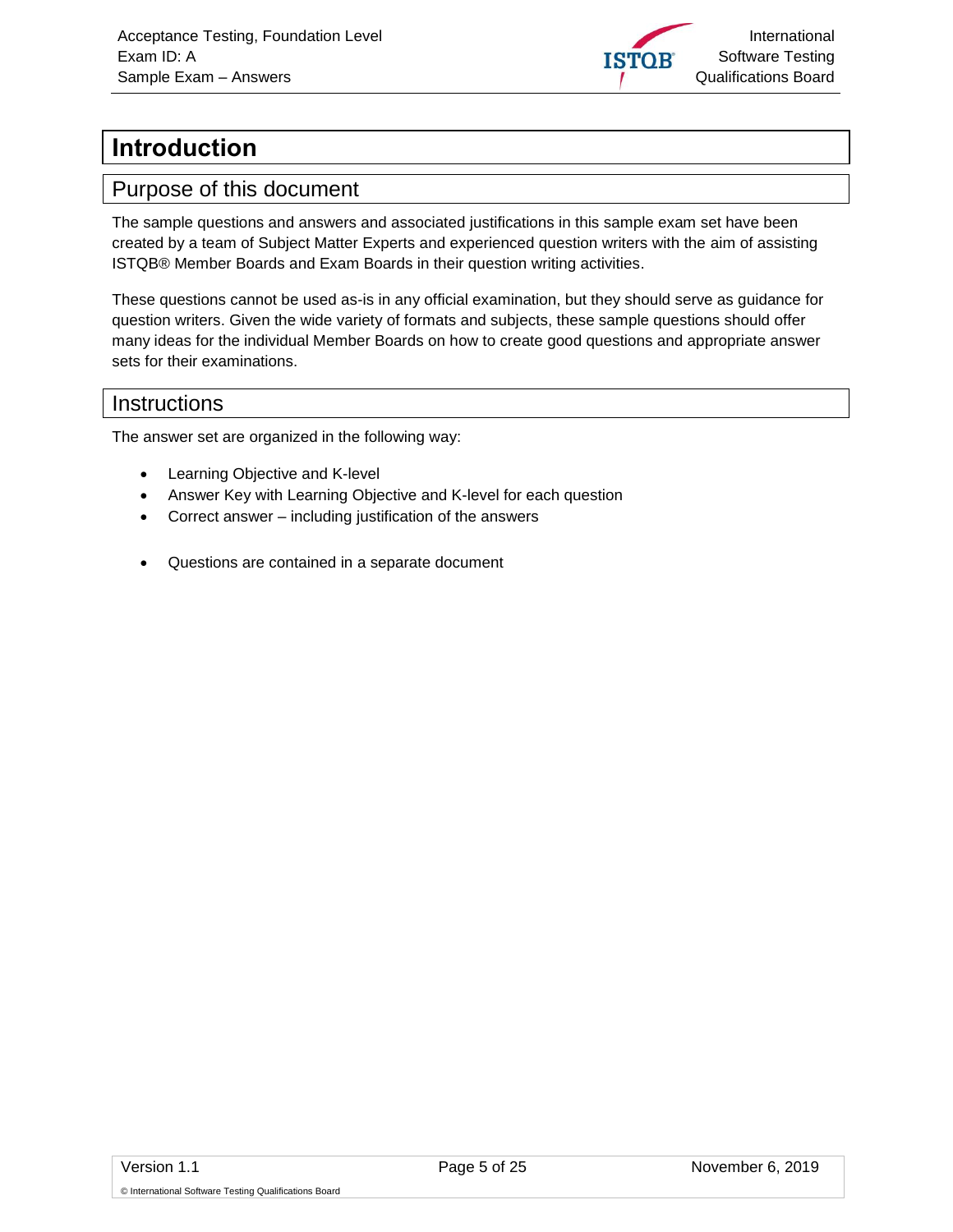# Introduction

## Purpose of this document

The sample questions and answers and associated justifications in this sample exam set have been created by a team of Subject Matter Experts and experienced question writers with the aim of assisting ISTQB® Member Boards and Exam Boards in their question writing activities.

These questions cannot be used as-is in any official examination, but they should serve as guidance for question writers. Given the wide variety of formats and subjects, these sample questions should offer many ideas for the individual Member Boards on how to create good questions and appropriate answer sets for their examinations.

## Instructions

The answer set are organized in the following way:

- Learning Objective and K-level
- Answer Key with Learning Objective and K-level for each question
- Correct answer – including justification of the answers

- Questions are contained in a separate document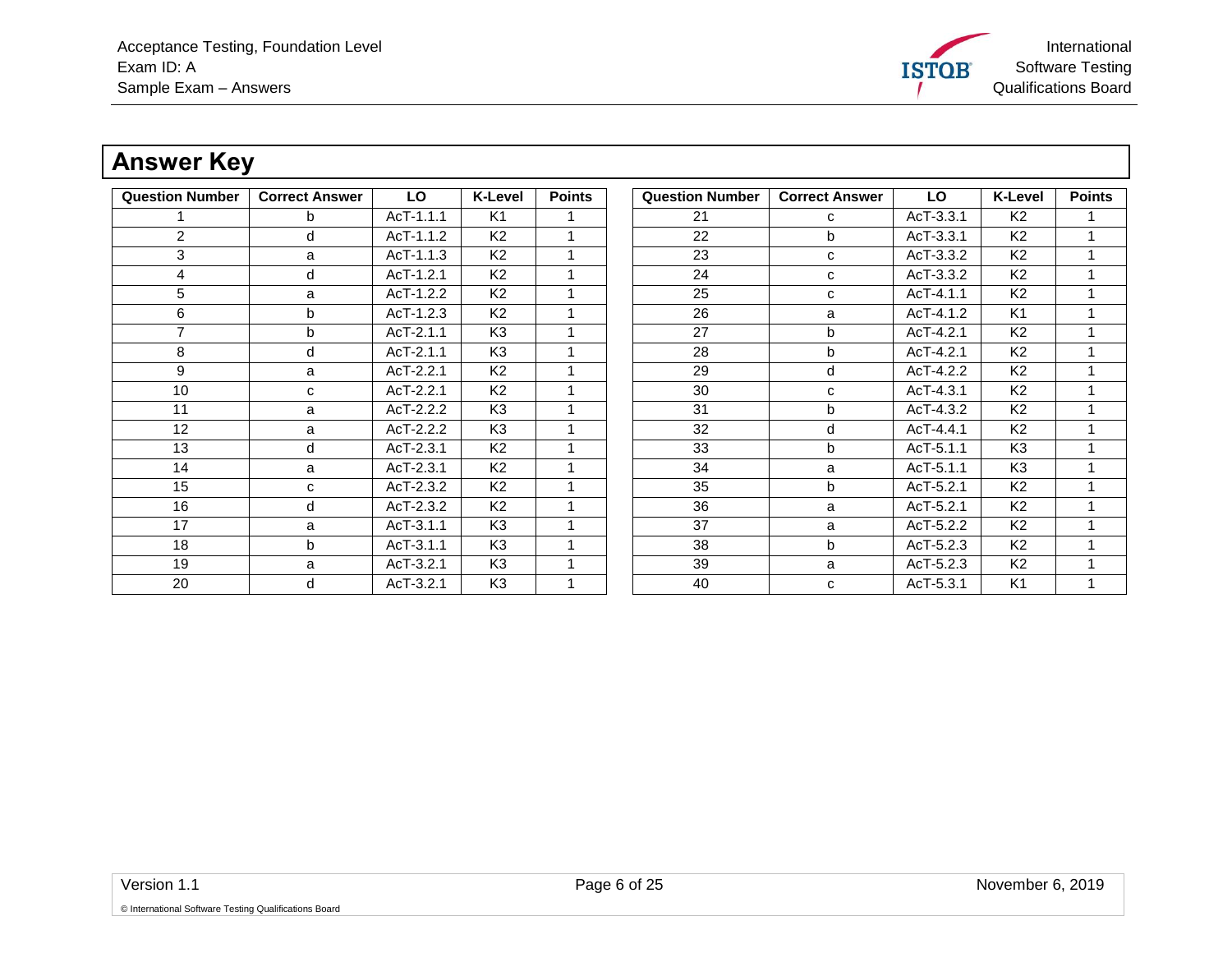# Answer Key

| Question Number | Correct Answer | LO | K-Level | Points |
|---|---|---|---|---|
| 1 | b | AcT-1.1.1 | K1 | 1 |
| 2 | d | AcT-1.1.2 | K2 | 1 |
| 3 | a | AcT-1.1.3 | K2 | 1 |
| 4 | d | AcT-1.2.1 | K2 | 1 |
| 5 | a | AcT-1.2.2 | K2 | 1 |
| 6 | b | AcT-1.2.3 | K2 | 1 |
| 7 | b | AcT-2.1.1 | K3 | 1 |
| 8 | d | AcT-2.1.1 | K3 | 1 |
| 9 | a | AcT-2.2.1 | K2 | 1 |
| 10 | c | AcT-2.2.1 | K2 | 1 |
| 11 | a | AcT-2.2.2 | K3 | 1 |
| 12 | a | AcT-2.2.2 | K3 | 1 |
| 13 | d | AcT-2.3.1 | K2 | 1 |
| 14 | a | AcT-2.3.1 | K2 | 1 |
| 15 | c | AcT-2.3.2 | K2 | 1 |
| 16 | d | AcT-2.3.2 | K2 | 1 |
| 17 | a | AcT-3.1.1 | K3 | 1 |
| 18 | b | AcT-3.1.1 | K3 | 1 |
| 19 | a | AcT-3.2.1 | K3 | 1 |
| 20 | d | AcT-3.2.1 | K3 | 1 |
| 21 | c | AcT-3.3.1 | K2 | 1 |
| 22 | b | AcT-3.3.1 | K2 | 1 |
| 23 | c | AcT-3.3.2 | K2 | 1 |
| 24 | c | AcT-3.3.2 | K2 | 1 |
| 25 | c | AcT-4.1.1 | K2 | 1 |
| 26 | a | AcT-4.1.2 | K1 | 1 |
| 27 | b | AcT-4.2.1 | K2 | 1 |
| 28 | b | AcT-4.2.1 | K2 | 1 |
| 29 | d | AcT-4.2.2 | K2 | 1 |
| 30 | c | AcT-4.3.1 | K2 | 1 |
| 31 | b | AcT-4.3.2 | K2 | 1 |
| 32 | d | AcT-4.4.1 | K2 | 1 |
| 33 | b | AcT-5.1.1 | K3 | 1 |
| 34 | a | AcT-5.1.1 | K3 | 1 |
| 35 | b | AcT-5.2.1 | K2 | 1 |
| 36 | a | AcT-5.2.1 | K2 | 1 |
| 37 | a | AcT-5.2.2 | K2 | 1 |
| 38 | b | AcT-5.2.3 | K2 | 1 |
| 39 | a | AcT-5.2.3 | K2 | 1 |
| 40 | c | AcT-5.3.1 | K1 | 1 |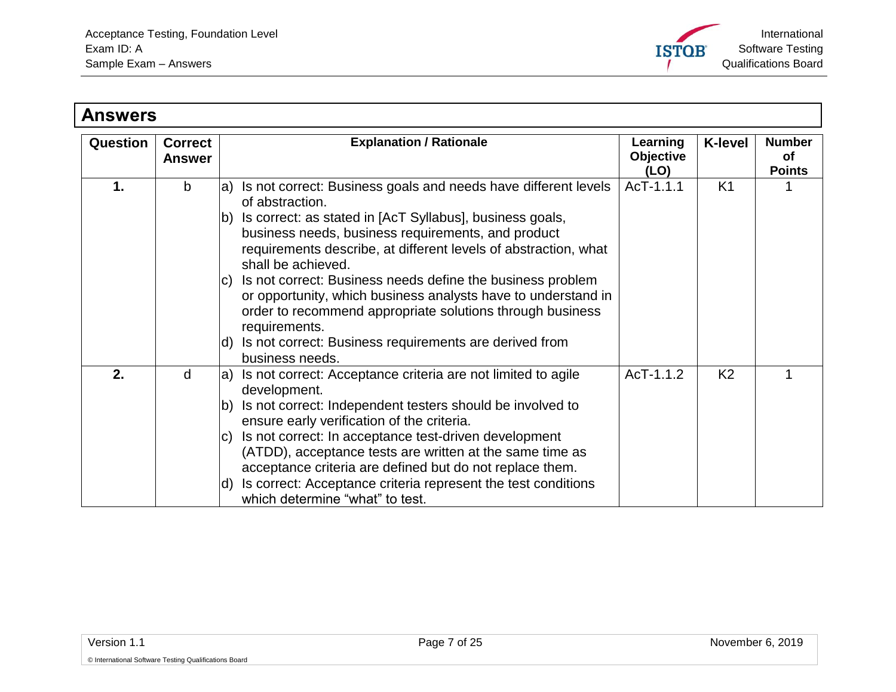## Answers

| Question | Correct Answer | Explanation / Rationale | Learning Objective (LO) | K-level | Number of Points |
|---|---|---|---|---|---|
| **1.** | b | a) Is not correct: Business goals and needs have different levels of abstraction.<br>b) Is correct: as stated in [AcT Syllabus], business goals, business needs, business requirements, and product requirements describe, at different levels of abstraction, what shall be achieved.<br>c) Is not correct: Business needs define the business problem or opportunity, which business analysts have to understand in order to recommend appropriate solutions through business requirements.<br>d) Is not correct: Business requirements are derived from business needs. | AcT-1.1.1 | K1 | 1 |
| **2.** | d | a) Is not correct: Acceptance criteria are not limited to agile development.<br>b) Is not correct: Independent testers should be involved to ensure early verification of the criteria.<br>c) Is not correct: In acceptance test-driven development (ATDD), acceptance tests are written at the same time as acceptance criteria are defined but do not replace them.<br>d) Is correct: Acceptance criteria represent the test conditions which determine "what" to test. | AcT-1.1.2 | K2 | 1 |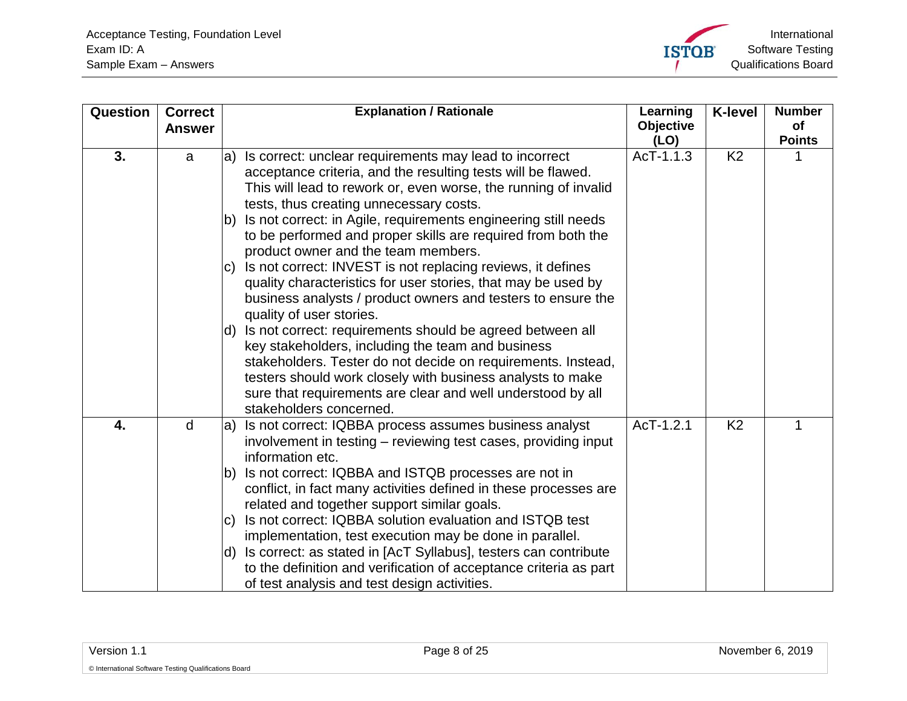| Question | Correct Answer | Explanation / Rationale | Learning Objective (LO) | K-level | Number of Points |
|---|---|---|---|---|---|
| 3. | a | a) Is correct: unclear requirements may lead to incorrect acceptance criteria, and the resulting tests will be flawed. This will lead to rework or, even worse, the running of invalid tests, thus creating unnecessary costs.<br>b) Is not correct: in Agile, requirements engineering still needs to be performed and proper skills are required from both the product owner and the team members.<br>c) Is not correct: INVEST is not replacing reviews, it defines quality characteristics for user stories, that may be used by business analysts / product owners and testers to ensure the quality of user stories.<br>d) Is not correct: requirements should be agreed between all key stakeholders, including the team and business stakeholders. Tester do not decide on requirements. Instead, testers should work closely with business analysts to make sure that requirements are clear and well understood by all stakeholders concerned. | AcT-1.1.3 | K2 | 1 |
| 4. | d | a) Is not correct: IQBBA process assumes business analyst involvement in testing – reviewing test cases, providing input information etc.<br>b) Is not correct: IQBBA and ISTQB processes are not in conflict, in fact many activities defined in these processes are related and together support similar goals.<br>c) Is not correct: IQBBA solution evaluation and ISTQB test implementation, test execution may be done in parallel.<br>d) Is correct: as stated in [AcT Syllabus], testers can contribute to the definition and verification of acceptance criteria as part of test analysis and test design activities. | AcT-1.2.1 | K2 | 1 |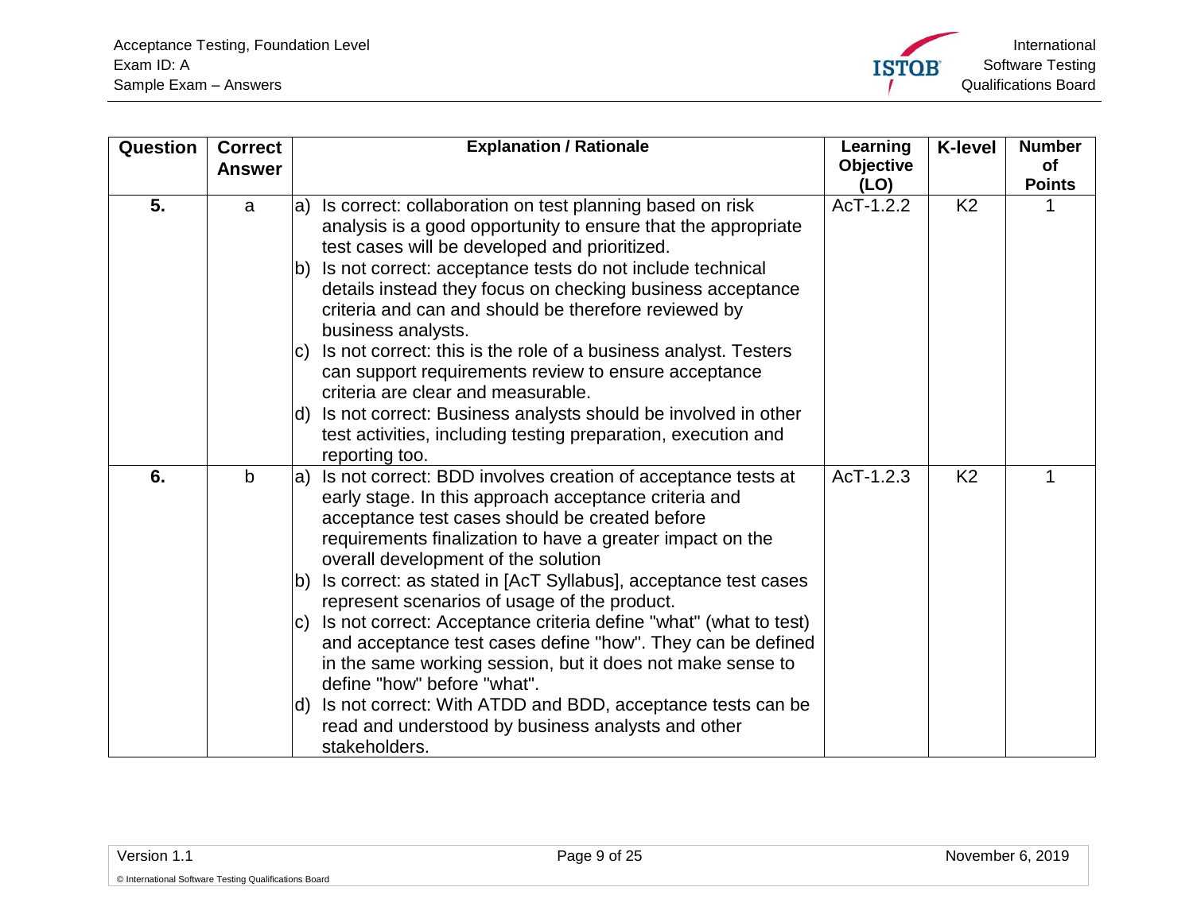| Question | Correct Answer | Explanation / Rationale | Learning Objective (LO) | K-level | Number of Points |
|---|---|---|---|---|---|
| **5.** | a | a) Is correct: collaboration on test planning based on risk analysis is a good opportunity to ensure that the appropriate test cases will be developed and prioritized.<br>b) Is not correct: acceptance tests do not include technical details instead they focus on checking business acceptance criteria and can and should be therefore reviewed by business analysts.<br>c) Is not correct: this is the role of a business analyst. Testers can support requirements review to ensure acceptance criteria are clear and measurable.<br>d) Is not correct: Business analysts should be involved in other test activities, including testing preparation, execution and reporting too. | AcT-1.2.2 | K2 | 1 |
| **6.** | b | a) Is not correct: BDD involves creation of acceptance tests at early stage. In this approach acceptance criteria and acceptance test cases should be created before requirements finalization to have a greater impact on the overall development of the solution<br>b) Is correct: as stated in [AcT Syllabus], acceptance test cases represent scenarios of usage of the product.<br>c) Is not correct: Acceptance criteria define "what" (what to test) and acceptance test cases define "how". They can be defined in the same working session, but it does not make sense to define "how" before "what".<br>d) Is not correct: With ATDD and BDD, acceptance tests can be read and understood by business analysts and other stakeholders. | AcT-1.2.3 | K2 | 1 |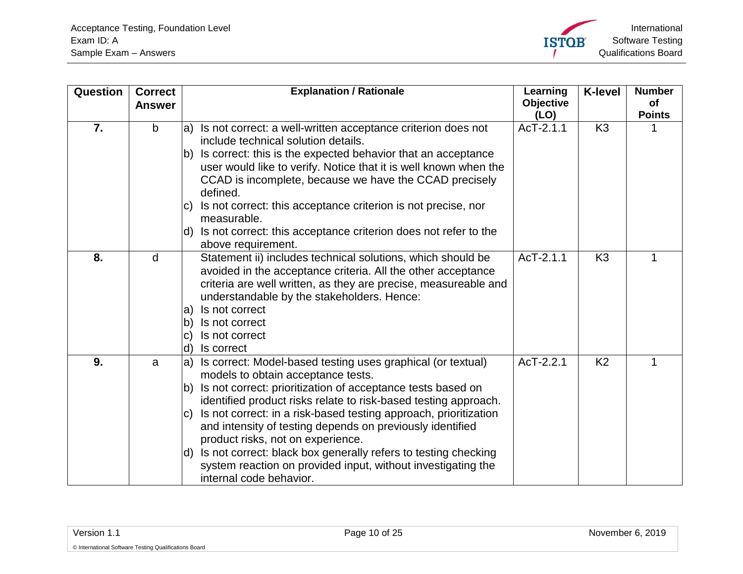| Question | Correct Answer | Explanation / Rationale | Learning Objective (LO) | K-level | Number of Points |
|---|---|---|---|---|---|
| **7.** | b | a) Is not correct: a well-written acceptance criterion does not include technical solution details.<br>b) Is correct: this is the expected behavior that an acceptance user would like to verify. Notice that it is well known when the CCAD is incomplete, because we have the CCAD precisely defined.<br>c) Is not correct: this acceptance criterion is not precise, nor measurable.<br>d) Is not correct: this acceptance criterion does not refer to the above requirement. | AcT-2.1.1 | K3 | 1 |
| **8.** | d | Statement ii) includes technical solutions, which should be avoided in the acceptance criteria. All the other acceptance criteria are well written, as they are precise, measureable and understandable by the stakeholders. Hence:<br>a) Is not correct<br>b) Is not correct<br>c) Is not correct<br>d) Is correct | AcT-2.1.1 | K3 | 1 |
| **9.** | a | a) Is correct: Model-based testing uses graphical (or textual) models to obtain acceptance tests.<br>b) Is not correct: prioritization of acceptance tests based on identified product risks relate to risk-based testing approach.<br>c) Is not correct: in a risk-based testing approach, prioritization and intensity of testing depends on previously identified product risks, not on experience.<br>d) Is not correct: black box generally refers to testing checking system reaction on provided input, without investigating the internal code behavior. | AcT-2.2.1 | K2 | 1 |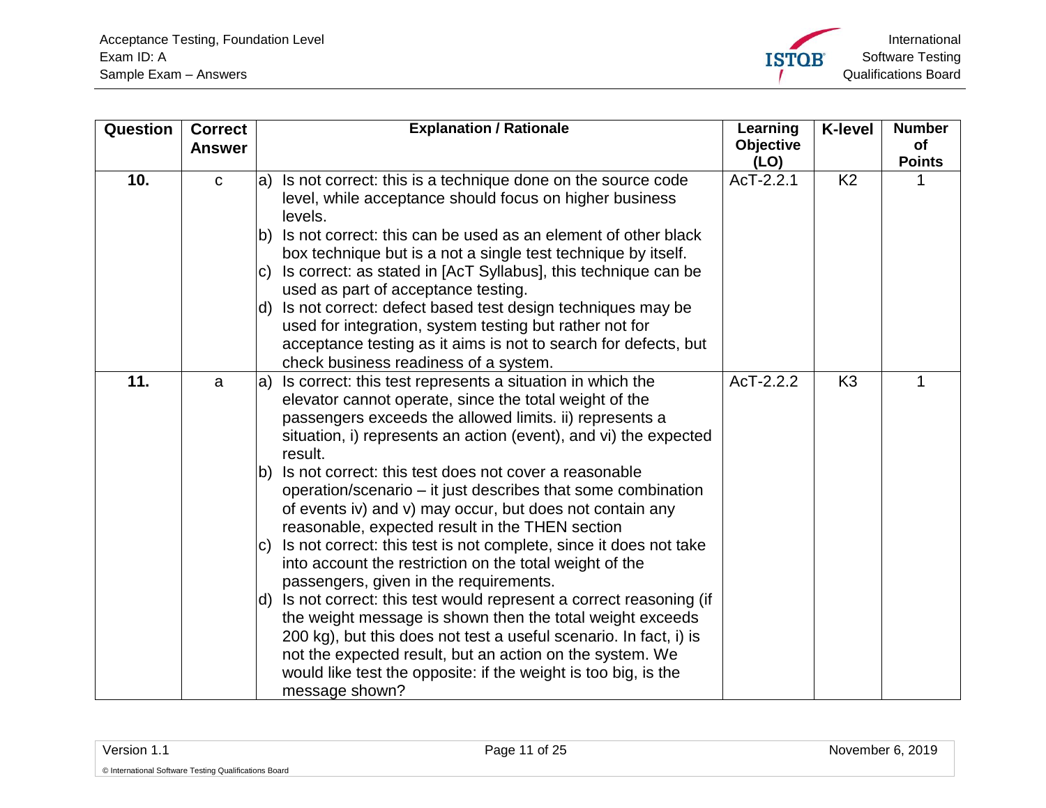| Question | Correct Answer | Explanation / Rationale | Learning Objective (LO) | K-level | Number of Points |
|---|---|---|---|---|---|
| 10. | c | a) Is not correct: this is a technique done on the source code level, while acceptance should focus on higher business levels.<br>b) Is not correct: this can be used as an element of other black box technique but is a not a single test technique by itself.<br>c) Is correct: as stated in [AcT Syllabus], this technique can be used as part of acceptance testing.<br>d) Is not correct: defect based test design techniques may be used for integration, system testing but rather not for acceptance testing as it aims is not to search for defects, but check business readiness of a system. | AcT-2.2.1 | K2 | 1 |
| 11. | a | a) Is correct: this test represents a situation in which the elevator cannot operate, since the total weight of the passengers exceeds the allowed limits. ii) represents a situation, i) represents an action (event), and vi) the expected result.<br>b) Is not correct: this test does not cover a reasonable operation/scenario – it just describes that some combination of events iv) and v) may occur, but does not contain any reasonable, expected result in the THEN section<br>c) Is not correct: this test is not complete, since it does not take into account the restriction on the total weight of the passengers, given in the requirements.<br>d) Is not correct: this test would represent a correct reasoning (if the weight message is shown then the total weight exceeds 200 kg), but this does not test a useful scenario. In fact, i) is not the expected result, but an action on the system. We would like test the opposite: if the weight is too big, is the message shown? | AcT-2.2.2 | K3 | 1 |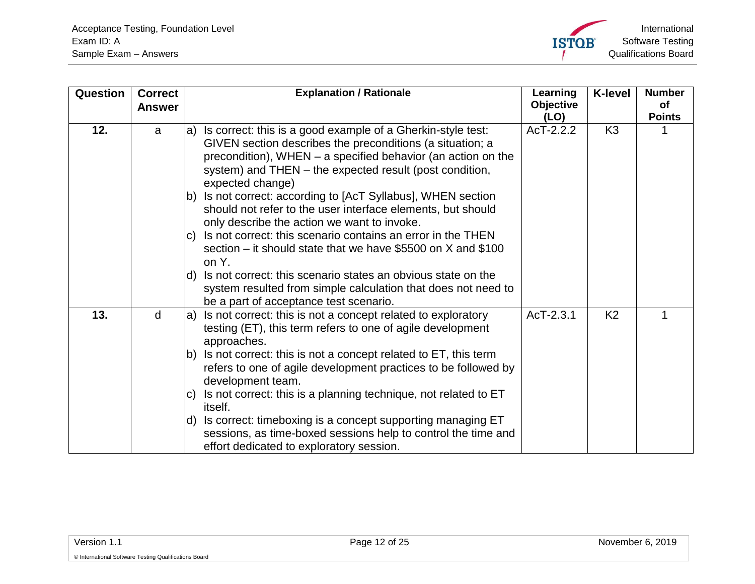| Question | Correct Answer | Explanation / Rationale | Learning Objective (LO) | K-level | Number of Points |
|---|---|---|---|---|---|
| **12.** | a | a) Is correct: this is a good example of a Gherkin-style test: GIVEN section describes the preconditions (a situation; a precondition), WHEN – a specified behavior (an action on the system) and THEN – the expected result (post condition, expected change)<br>b) Is not correct: according to [AcT Syllabus], WHEN section should not refer to the user interface elements, but should only describe the action we want to invoke.<br>c) Is not correct: this scenario contains an error in the THEN section – it should state that we have $5500 on X and $100 on Y.<br>d) Is not correct: this scenario states an obvious state on the system resulted from simple calculation that does not need to be a part of acceptance test scenario. | AcT-2.2.2 | K3 | 1 |
| **13.** | d | a) Is not correct: this is not a concept related to exploratory testing (ET), this term refers to one of agile development approaches.<br>b) Is not correct: this is not a concept related to ET, this term refers to one of agile development practices to be followed by development team.<br>c) Is not correct: this is a planning technique, not related to ET itself.<br>d) Is correct: timeboxing is a concept supporting managing ET sessions, as time-boxed sessions help to control the time and effort dedicated to exploratory session. | AcT-2.3.1 | K2 | 1 |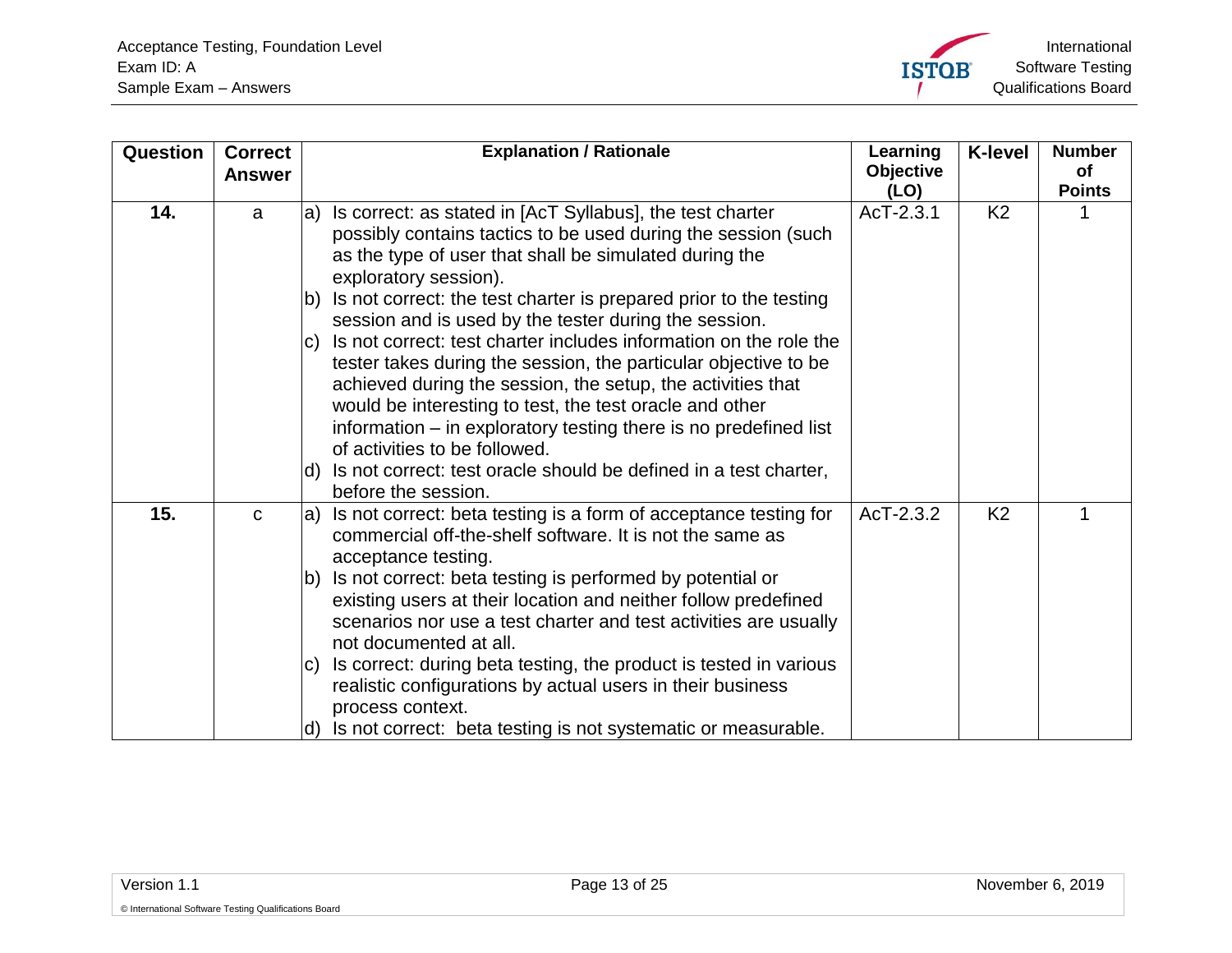| Question | Correct Answer | Explanation / Rationale | Learning Objective (LO) | K-level | Number of Points |
|---|---|---|---|---|---|
| **14.** | a | a) Is correct: as stated in [AcT Syllabus], the test charter possibly contains tactics to be used during the session (such as the type of user that shall be simulated during the exploratory session).<br>b) Is not correct: the test charter is prepared prior to the testing session and is used by the tester during the session.<br>c) Is not correct: test charter includes information on the role the tester takes during the session, the particular objective to be achieved during the session, the setup, the activities that would be interesting to test, the test oracle and other information – in exploratory testing there is no predefined list of activities to be followed.<br>d) Is not correct: test oracle should be defined in a test charter, before the session. | AcT-2.3.1 | K2 | 1 |
| **15.** | c | a) Is not correct: beta testing is a form of acceptance testing for commercial off-the-shelf software. It is not the same as acceptance testing.<br>b) Is not correct: beta testing is performed by potential or existing users at their location and neither follow predefined scenarios nor use a test charter and test activities are usually not documented at all.<br>c) Is correct: during beta testing, the product is tested in various realistic configurations by actual users in their business process context.<br>d) Is not correct: beta testing is not systematic or measurable. | AcT-2.3.2 | K2 | 1 |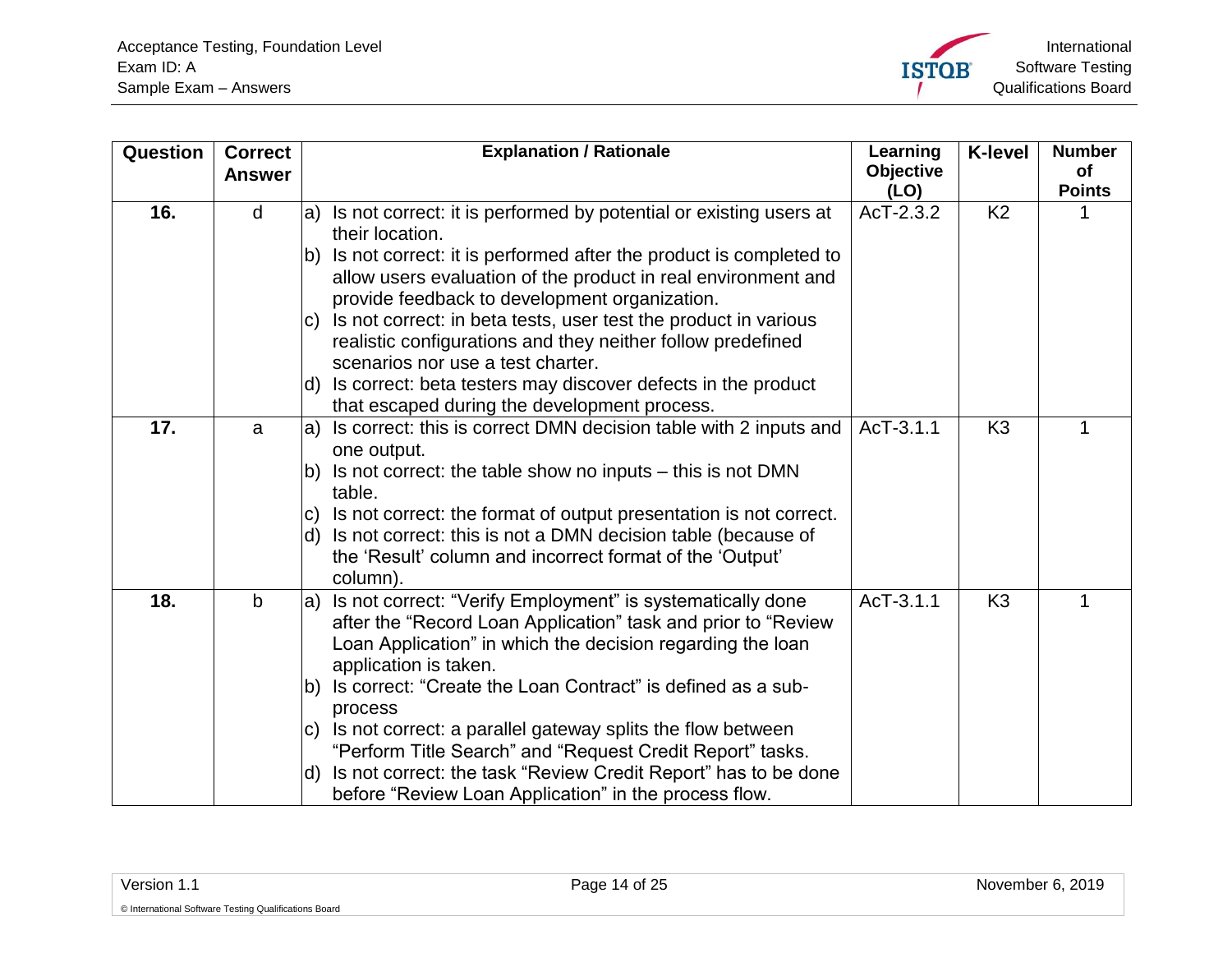| Question | Correct Answer | Explanation / Rationale | Learning Objective (LO) | K-level | Number of Points |
|---|---|---|---|---|---|
| **16.** | d | a) Is not correct: it is performed by potential or existing users at their location.<br>b) Is not correct: it is performed after the product is completed to allow users evaluation of the product in real environment and provide feedback to development organization.<br>c) Is not correct: in beta tests, user test the product in various realistic configurations and they neither follow predefined scenarios nor use a test charter.<br>d) Is correct: beta testers may discover defects in the product that escaped during the development process. | AcT-2.3.2 | K2 | 1 |
| **17.** | a | a) Is correct: this is correct DMN decision table with 2 inputs and one output.<br>b) Is not correct: the table show no inputs – this is not DMN table.<br>c) Is not correct: the format of output presentation is not correct.<br>d) Is not correct: this is not a DMN decision table (because of the 'Result' column and incorrect format of the 'Output' column). | AcT-3.1.1 | K3 | 1 |
| **18.** | b | a) Is not correct: "Verify Employment" is systematically done after the "Record Loan Application" task and prior to "Review Loan Application" in which the decision regarding the loan application is taken.<br>b) Is correct: "Create the Loan Contract" is defined as a sub-process<br>c) Is not correct: a parallel gateway splits the flow between "Perform Title Search" and "Request Credit Report" tasks.<br>d) Is not correct: the task "Review Credit Report" has to be done before "Review Loan Application" in the process flow. | AcT-3.1.1 | K3 | 1 |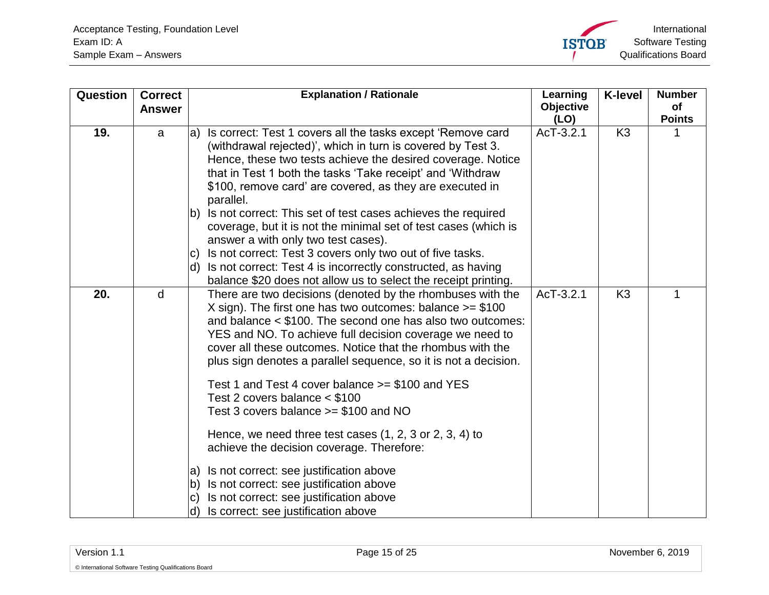| Question | Correct Answer | Explanation / Rationale | Learning Objective (LO) | K-level | Number of Points |
| --- | --- | --- | --- | --- | --- |
| **19.** | a | a) Is correct: Test 1 covers all the tasks except 'Remove card (withdrawal rejected)', which in turn is covered by Test 3. Hence, these two tests achieve the desired coverage. Notice that in Test 1 both the tasks 'Take receipt' and 'Withdraw $100, remove card' are covered, as they are executed in parallel.<br>b) Is not correct: This set of test cases achieves the required coverage, but it is not the minimal set of test cases (which is answer a with only two test cases).<br>c) Is not correct: Test 3 covers only two out of five tasks.<br>d) Is not correct: Test 4 is incorrectly constructed, as having balance $20 does not allow us to select the receipt printing. | AcT-3.2.1 | K3 | 1 |
| **20.** | d | There are two decisions (denoted by the rhombuses with the X sign). The first one has two outcomes: balance >= $100 and balance < $100. The second one has also two outcomes: YES and NO. To achieve full decision coverage we need to cover all these outcomes. Notice that the rhombus with the plus sign denotes a parallel sequence, so it is not a decision.<br><br>Test 1 and Test 4 cover balance >= $100 and YES<br>Test 2 covers balance < $100<br>Test 3 covers balance >= $100 and NO<br><br>Hence, we need three test cases (1, 2, 3 or 2, 3, 4) to achieve the decision coverage. Therefore:<br><br>a) Is not correct: see justification above<br>b) Is not correct: see justification above<br>c) Is not correct: see justification above<br>d) Is correct: see justification above | AcT-3.2.1 | K3 | 1 |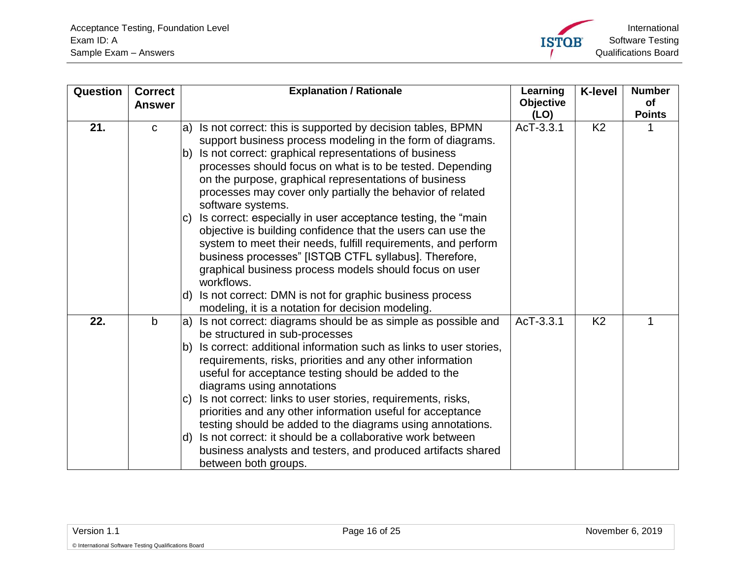| Question | Correct Answer | Explanation / Rationale | Learning Objective (LO) | K-level | Number of Points |
|---|---|---|---|---|---|
| 21. | c | a) Is not correct: this is supported by decision tables, BPMN support business process modeling in the form of diagrams.<br>b) Is not correct: graphical representations of business processes should focus on what is to be tested. Depending on the purpose, graphical representations of business processes may cover only partially the behavior of related software systems.<br>c) Is correct: especially in user acceptance testing, the "main objective is building confidence that the users can use the system to meet their needs, fulfill requirements, and perform business processes" [ISTQB CTFL syllabus]. Therefore, graphical business process models should focus on user workflows.<br>d) Is not correct: DMN is not for graphic business process modeling, it is a notation for decision modeling. | AcT-3.3.1 | K2 | 1 |
| 22. | b | a) Is not correct: diagrams should be as simple as possible and be structured in sub-processes<br>b) Is correct: additional information such as links to user stories, requirements, risks, priorities and any other information useful for acceptance testing should be added to the diagrams using annotations<br>c) Is not correct: links to user stories, requirements, risks, priorities and any other information useful for acceptance testing should be added to the diagrams using annotations.<br>d) Is not correct: it should be a collaborative work between business analysts and testers, and produced artifacts shared between both groups. | AcT-3.3.1 | K2 | 1 |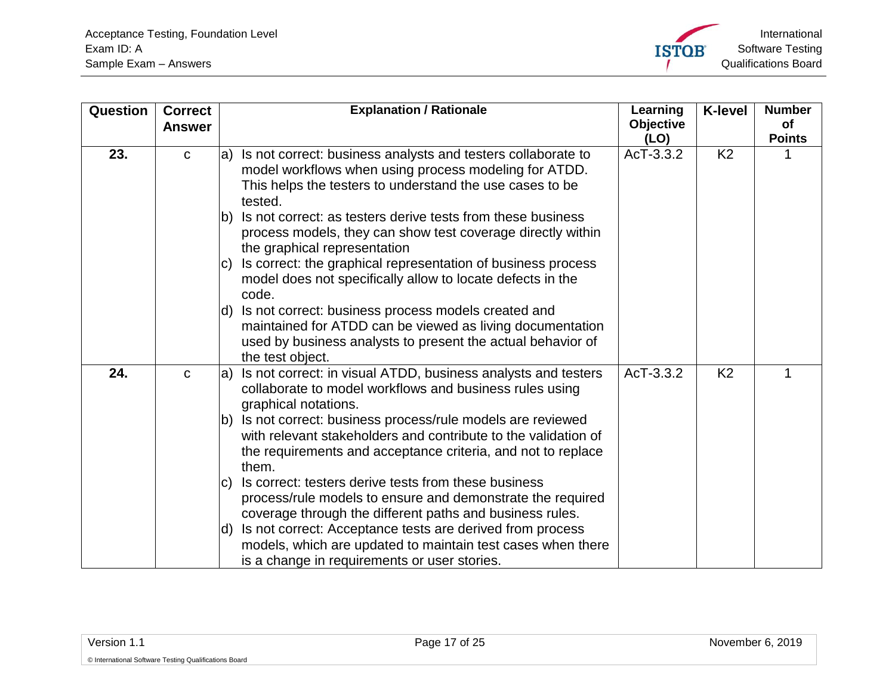| Question | Correct Answer | Explanation / Rationale | Learning Objective (LO) | K-level | Number of Points |
|---|---|---|---|---|---|
| 23. | c | a) Is not correct: business analysts and testers collaborate to model workflows when using process modeling for ATDD. This helps the testers to understand the use cases to be tested.<br>b) Is not correct: as testers derive tests from these business process models, they can show test coverage directly within the graphical representation<br>c) Is correct: the graphical representation of business process model does not specifically allow to locate defects in the code.<br>d) Is not correct: business process models created and maintained for ATDD can be viewed as living documentation used by business analysts to present the actual behavior of the test object. | AcT-3.3.2 | K2 | 1 |
| 24. | c | a) Is not correct: in visual ATDD, business analysts and testers collaborate to model workflows and business rules using graphical notations.<br>b) Is not correct: business process/rule models are reviewed with relevant stakeholders and contribute to the validation of the requirements and acceptance criteria, and not to replace them.<br>c) Is correct: testers derive tests from these business process/rule models to ensure and demonstrate the required coverage through the different paths and business rules.<br>d) Is not correct: Acceptance tests are derived from process models, which are updated to maintain test cases when there is a change in requirements or user stories. | AcT-3.3.2 | K2 | 1 |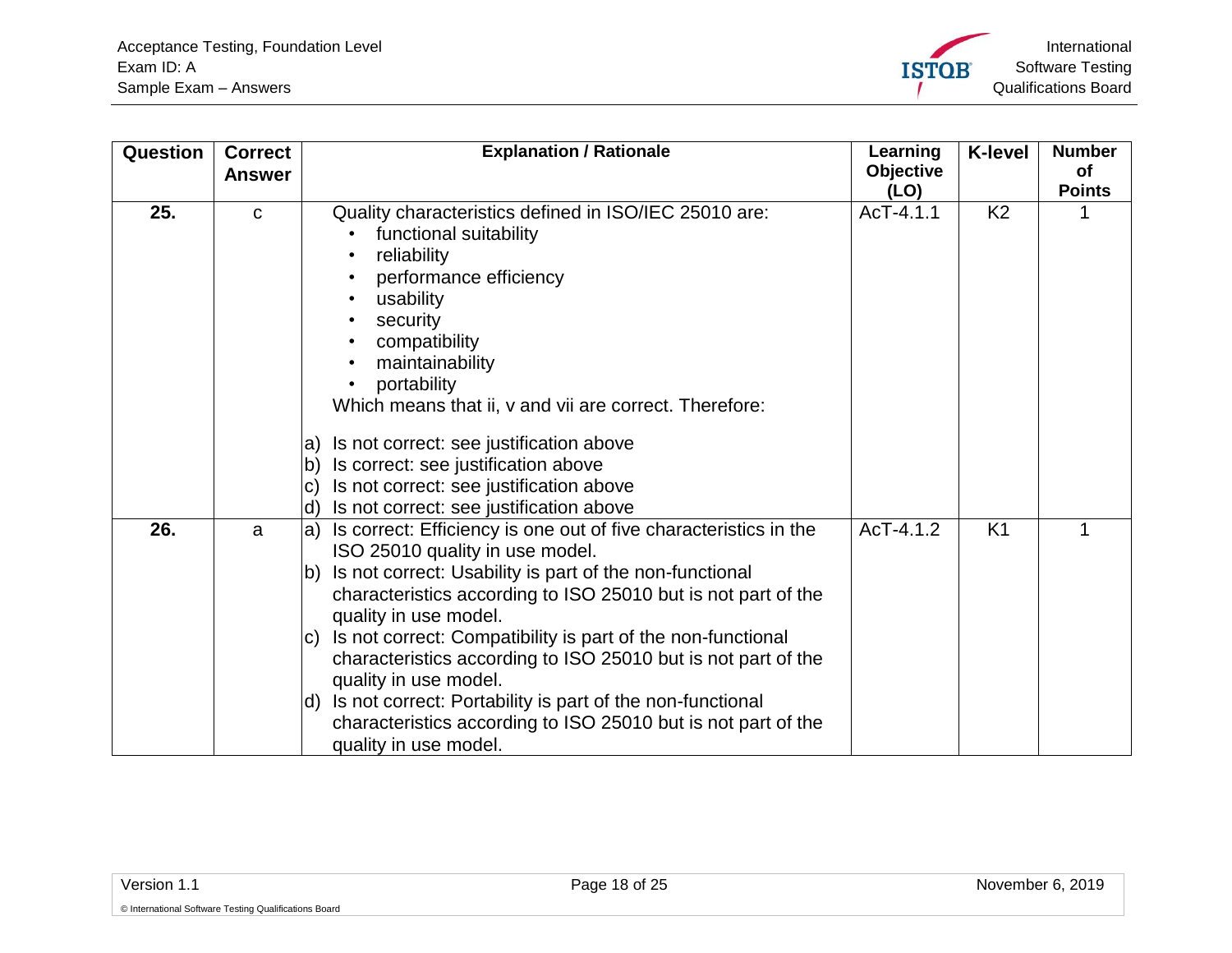| Question | Correct Answer | Explanation / Rationale | Learning Objective (LO) | K-level | Number of Points |
|---|---|---|---|---|---|
| **25.** | c | Quality characteristics defined in ISO/IEC 25010 are:<br>• functional suitability<br>• reliability<br>• performance efficiency<br>• usability<br>• security<br>• compatibility<br>• maintainability<br>• portability<br>Which means that ii, v and vii are correct. Therefore:<br><br>a) Is not correct: see justification above<br>b) Is correct: see justification above<br>c) Is not correct: see justification above<br>d) Is not correct: see justification above | AcT-4.1.1 | K2 | 1 |
| **26.** | a | a) Is correct: Efficiency is one out of five characteristics in the ISO 25010 quality in use model.<br>b) Is not correct: Usability is part of the non-functional characteristics according to ISO 25010 but is not part of the quality in use model.<br>c) Is not correct: Compatibility is part of the non-functional characteristics according to ISO 25010 but is not part of the quality in use model.<br>d) Is not correct: Portability is part of the non-functional characteristics according to ISO 25010 but is not part of the quality in use model. | AcT-4.1.2 | K1 | 1 |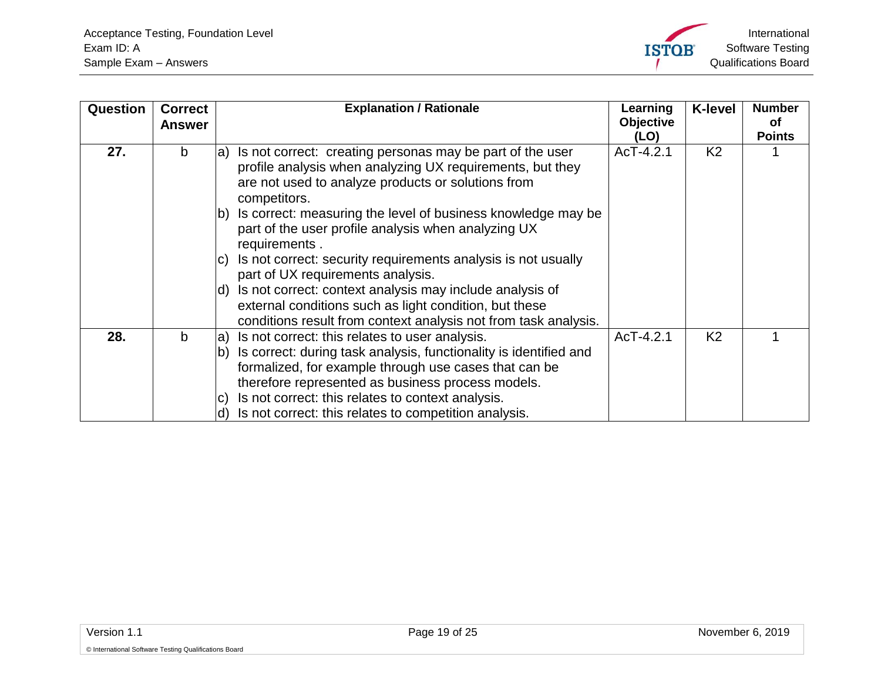| Question | Correct Answer | Explanation / Rationale | Learning Objective (LO) | K-level | Number of Points |
|---|---|---|---|---|---|
| **27.** | b | a) Is not correct: creating personas may be part of the user profile analysis when analyzing UX requirements, but they are not used to analyze products or solutions from competitors.<br>b) Is correct: measuring the level of business knowledge may be part of the user profile analysis when analyzing UX requirements .<br>c) Is not correct: security requirements analysis is not usually part of UX requirements analysis.<br>d) Is not correct: context analysis may include analysis of external conditions such as light condition, but these conditions result from context analysis not from task analysis. | AcT-4.2.1 | K2 | 1 |
| **28.** | b | a) Is not correct: this relates to user analysis.<br>b) Is correct: during task analysis, functionality is identified and formalized, for example through use cases that can be therefore represented as business process models.<br>c) Is not correct: this relates to context analysis.<br>d) Is not correct: this relates to competition analysis. | AcT-4.2.1 | K2 | 1 |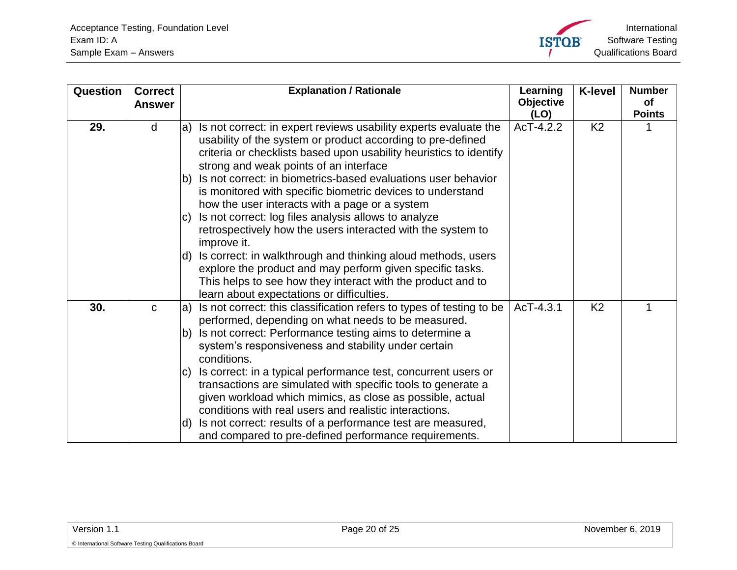| Question | Correct Answer | Explanation / Rationale | Learning Objective (LO) | K-level | Number of Points |
|---|---|---|---|---|---|
| **29.** | d | a) Is not correct: in expert reviews usability experts evaluate the usability of the system or product according to pre-defined criteria or checklists based upon usability heuristics to identify strong and weak points of an interface<br>b) Is not correct: in biometrics-based evaluations user behavior is monitored with specific biometric devices to understand how the user interacts with a page or a system<br>c) Is not correct: log files analysis allows to analyze retrospectively how the users interacted with the system to improve it.<br>d) Is correct: in walkthrough and thinking aloud methods, users explore the product and may perform given specific tasks. This helps to see how they interact with the product and to learn about expectations or difficulties. | AcT-4.2.2 | K2 | 1 |
| **30.** | c | a) Is not correct: this classification refers to types of testing to be performed, depending on what needs to be measured.<br>b) Is not correct: Performance testing aims to determine a system's responsiveness and stability under certain conditions.<br>c) Is correct: in a typical performance test, concurrent users or transactions are simulated with specific tools to generate a given workload which mimics, as close as possible, actual conditions with real users and realistic interactions.<br>d) Is not correct: results of a performance test are measured, and compared to pre-defined performance requirements. | AcT-4.3.1 | K2 | 1 |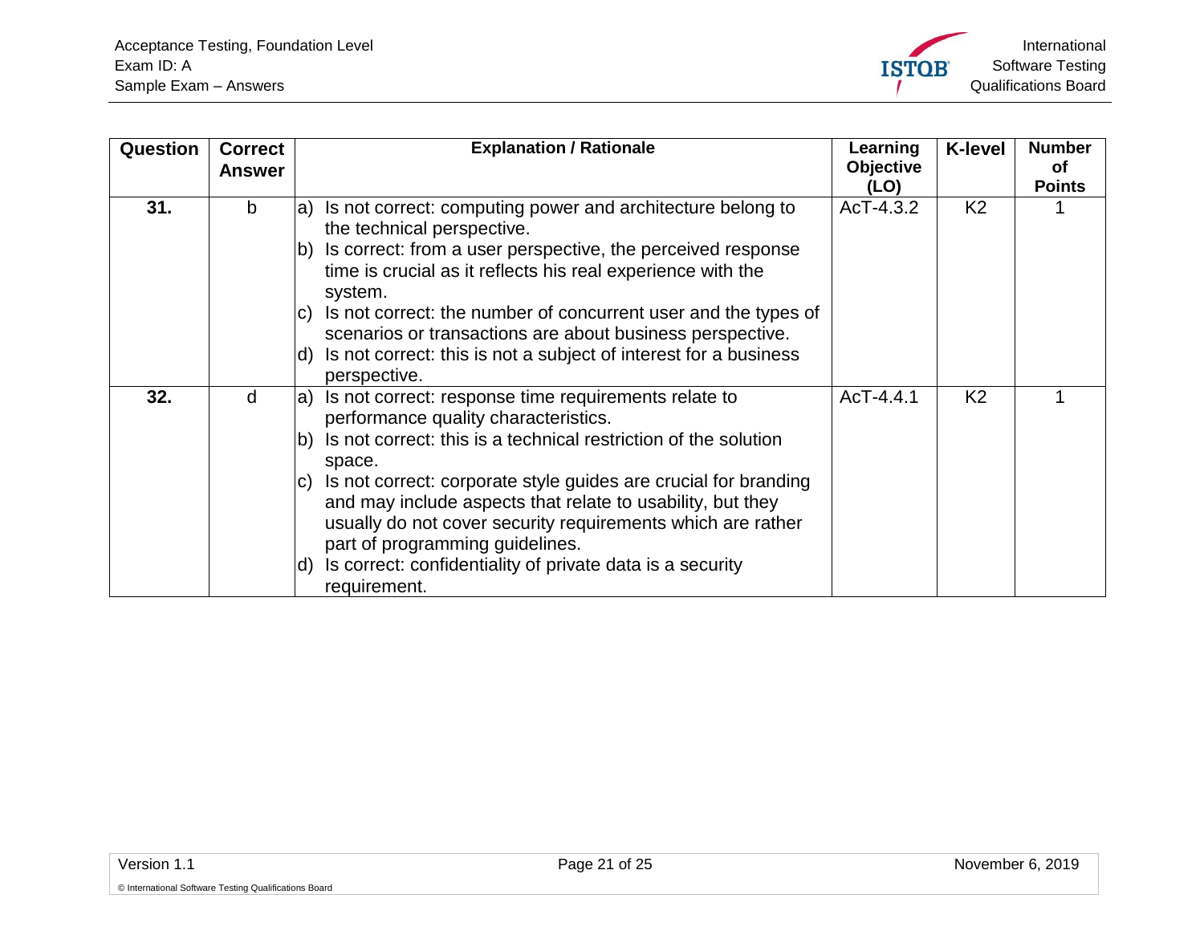| Question | Correct Answer | Explanation / Rationale | Learning Objective (LO) | K-level | Number of Points |
|---|---|---|---|---|---|
| **31.** | b | a) Is not correct: computing power and architecture belong to the technical perspective.<br>b) Is correct: from a user perspective, the perceived response time is crucial as it reflects his real experience with the system.<br>c) Is not correct: the number of concurrent user and the types of scenarios or transactions are about business perspective.<br>d) Is not correct: this is not a subject of interest for a business perspective. | AcT-4.3.2 | K2 | 1 |
| **32.** | d | a) Is not correct: response time requirements relate to performance quality characteristics.<br>b) Is not correct: this is a technical restriction of the solution space.<br>c) Is not correct: corporate style guides are crucial for branding and may include aspects that relate to usability, but they usually do not cover security requirements which are rather part of programming guidelines.<br>d) Is correct: confidentiality of private data is a security requirement. | AcT-4.4.1 | K2 | 1 |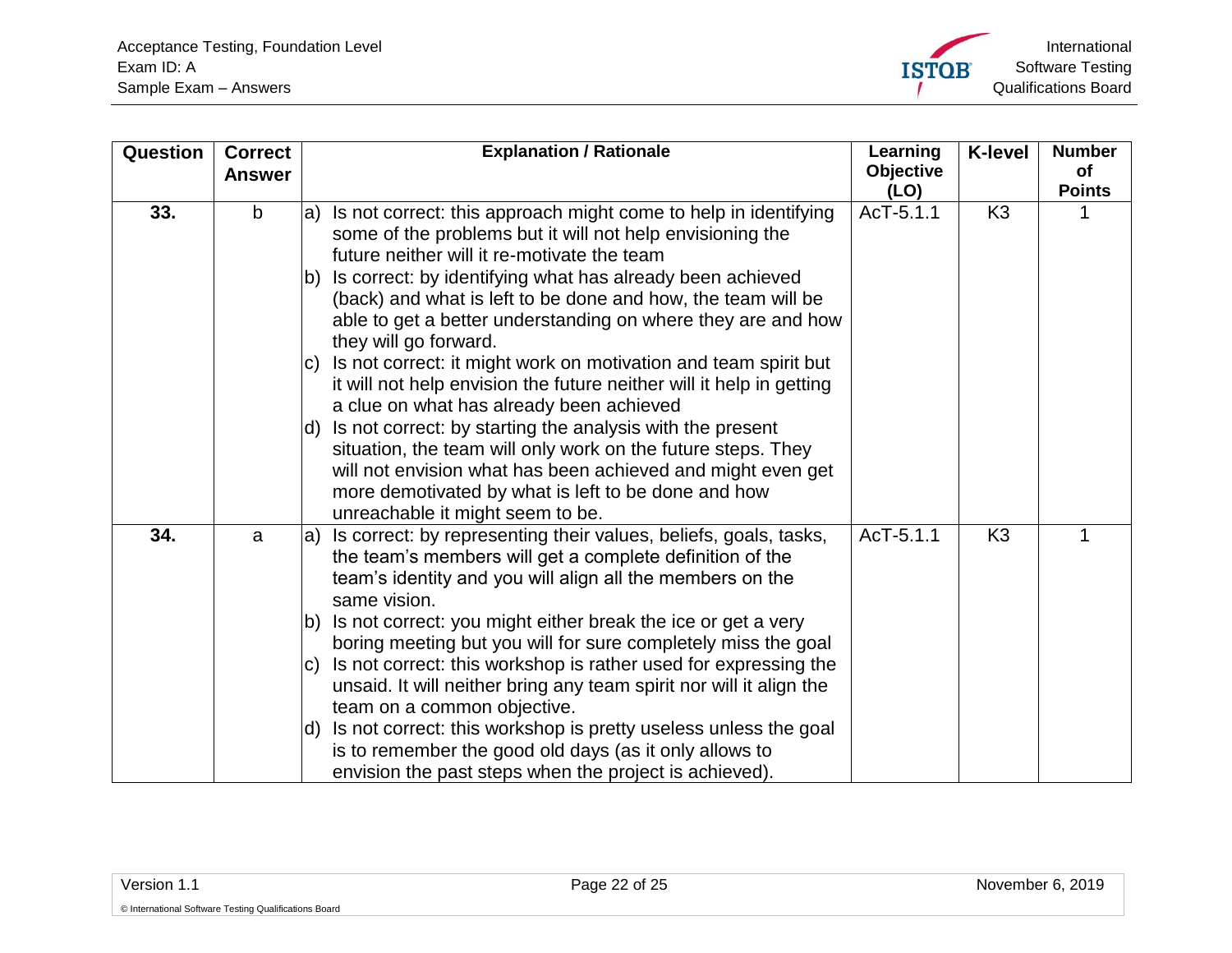| Question | Correct Answer | Explanation / Rationale | Learning Objective (LO) | K-level | Number of Points |
|---|---|---|---|---|---|
| 33. | b | a) Is not correct: this approach might come to help in identifying some of the problems but it will not help envisioning the future neither will it re-motivate the team<br>b) Is correct: by identifying what has already been achieved (back) and what is left to be done and how, the team will be able to get a better understanding on where they are and how they will go forward.<br>c) Is not correct: it might work on motivation and team spirit but it will not help envision the future neither will it help in getting a clue on what has already been achieved<br>d) Is not correct: by starting the analysis with the present situation, the team will only work on the future steps. They will not envision what has been achieved and might even get more demotivated by what is left to be done and how unreachable it might seem to be. | AcT-5.1.1 | K3 | 1 |
| 34. | a | a) Is correct: by representing their values, beliefs, goals, tasks, the team's members will get a complete definition of the team's identity and you will align all the members on the same vision.<br>b) Is not correct: you might either break the ice or get a very boring meeting but you will for sure completely miss the goal<br>c) Is not correct: this workshop is rather used for expressing the unsaid. It will neither bring any team spirit nor will it align the team on a common objective.<br>d) Is not correct: this workshop is pretty useless unless the goal is to remember the good old days (as it only allows to envision the past steps when the project is achieved). | AcT-5.1.1 | K3 | 1 |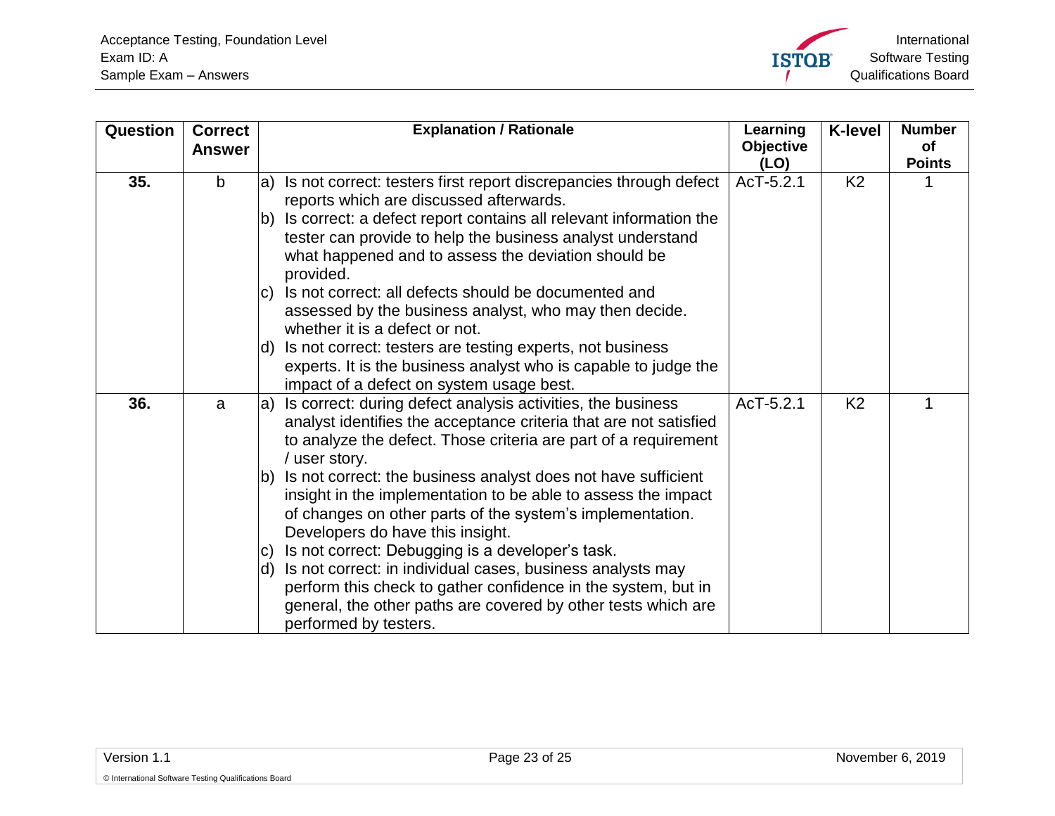| Question | Correct Answer | Explanation / Rationale | Learning Objective (LO) | K-level | Number of Points |
|---|---|---|---|---|---|
| **35.** | b | a) Is not correct: testers first report discrepancies through defect reports which are discussed afterwards.<br>b) Is correct: a defect report contains all relevant information the tester can provide to help the business analyst understand what happened and to assess the deviation should be provided.<br>c) Is not correct: all defects should be documented and assessed by the business analyst, who may then decide. whether it is a defect or not.<br>d) Is not correct: testers are testing experts, not business experts. It is the business analyst who is capable to judge the impact of a defect on system usage best. | AcT-5.2.1 | K2 | 1 |
| **36.** | a | a) Is correct: during defect analysis activities, the business analyst identifies the acceptance criteria that are not satisfied to analyze the defect. Those criteria are part of a requirement / user story.<br>b) Is not correct: the business analyst does not have sufficient insight in the implementation to be able to assess the impact of changes on other parts of the system's implementation. Developers do have this insight.<br>c) Is not correct: Debugging is a developer's task.<br>d) Is not correct: in individual cases, business analysts may perform this check to gather confidence in the system, but in general, the other paths are covered by other tests which are performed by testers. | AcT-5.2.1 | K2 | 1 |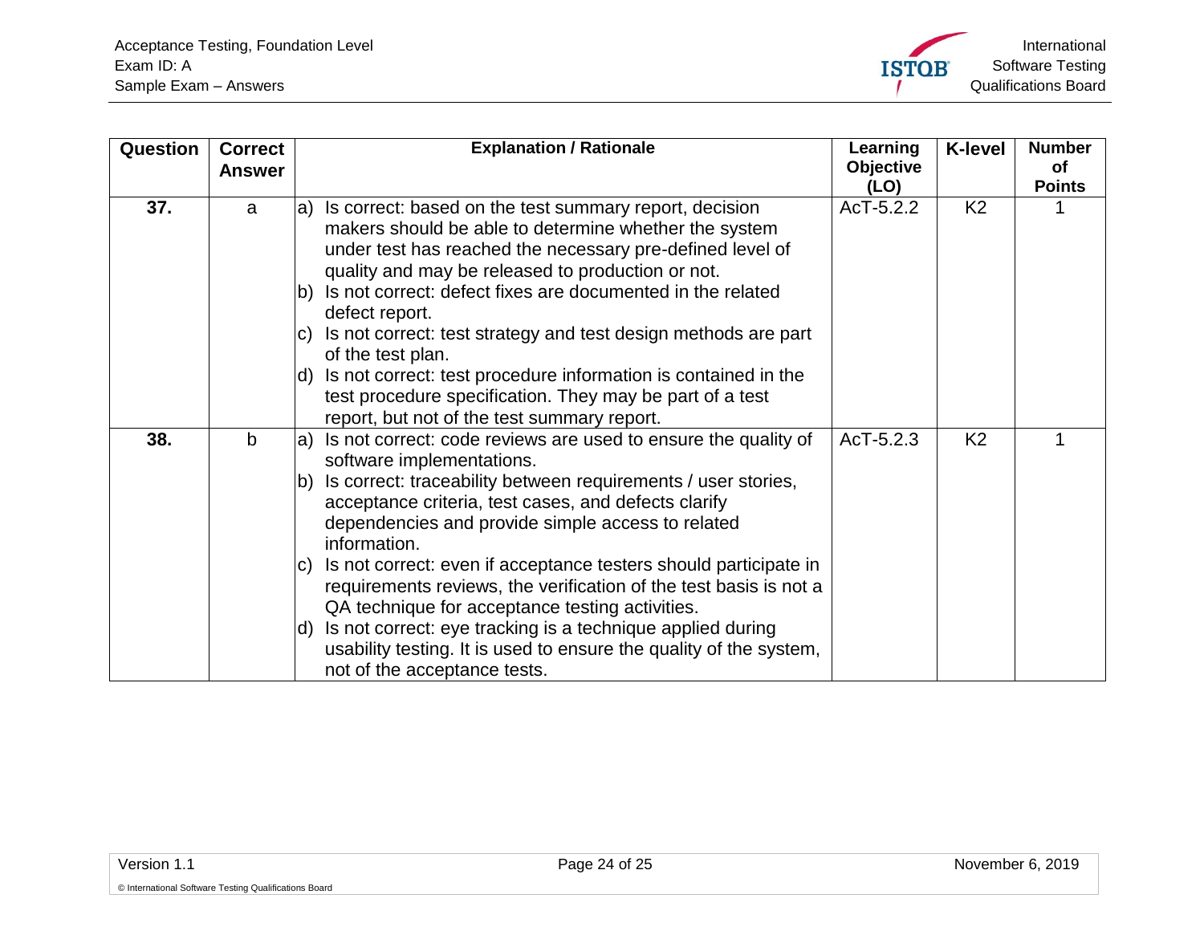| Question | Correct Answer | Explanation / Rationale | Learning Objective (LO) | K-level | Number of Points |
|---|---|---|---|---|---|
| **37.** | a | a) Is correct: based on the test summary report, decision makers should be able to determine whether the system under test has reached the necessary pre-defined level of quality and may be released to production or not.<br>b) Is not correct: defect fixes are documented in the related defect report.<br>c) Is not correct: test strategy and test design methods are part of the test plan.<br>d) Is not correct: test procedure information is contained in the test procedure specification. They may be part of a test report, but not of the test summary report. | AcT-5.2.2 | K2 | 1 |
| **38.** | b | a) Is not correct: code reviews are used to ensure the quality of software implementations.<br>b) Is correct: traceability between requirements / user stories, acceptance criteria, test cases, and defects clarify dependencies and provide simple access to related information.<br>c) Is not correct: even if acceptance testers should participate in requirements reviews, the verification of the test basis is not a QA technique for acceptance testing activities.<br>d) Is not correct: eye tracking is a technique applied during usability testing. It is used to ensure the quality of the system, not of the acceptance tests. | AcT-5.2.3 | K2 | 1 |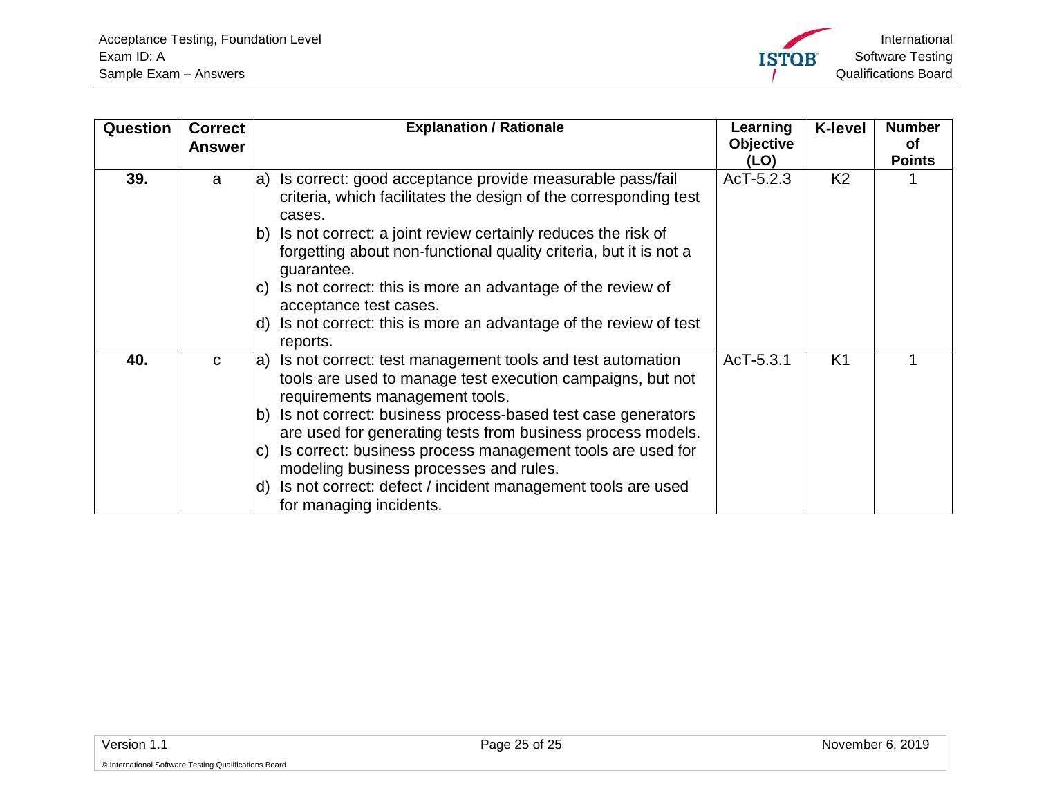| Question | Correct Answer | Explanation / Rationale | Learning Objective (LO) | K-level | Number of Points |
|---|---|---|---|---|---|
| **39.** | a | a) Is correct: good acceptance provide measurable pass/fail criteria, which facilitates the design of the corresponding test cases.<br>b) Is not correct: a joint review certainly reduces the risk of forgetting about non-functional quality criteria, but it is not a guarantee.<br>c) Is not correct: this is more an advantage of the review of acceptance test cases.<br>d) Is not correct: this is more an advantage of the review of test reports. | AcT-5.2.3 | K2 | 1 |
| **40.** | c | a) Is not correct: test management tools and test automation tools are used to manage test execution campaigns, but not requirements management tools.<br>b) Is not correct: business process-based test case generators are used for generating tests from business process models.<br>c) Is correct: business process management tools are used for modeling business processes and rules.<br>d) Is not correct: defect / incident management tools are used for managing incidents. | AcT-5.3.1 | K1 | 1 |